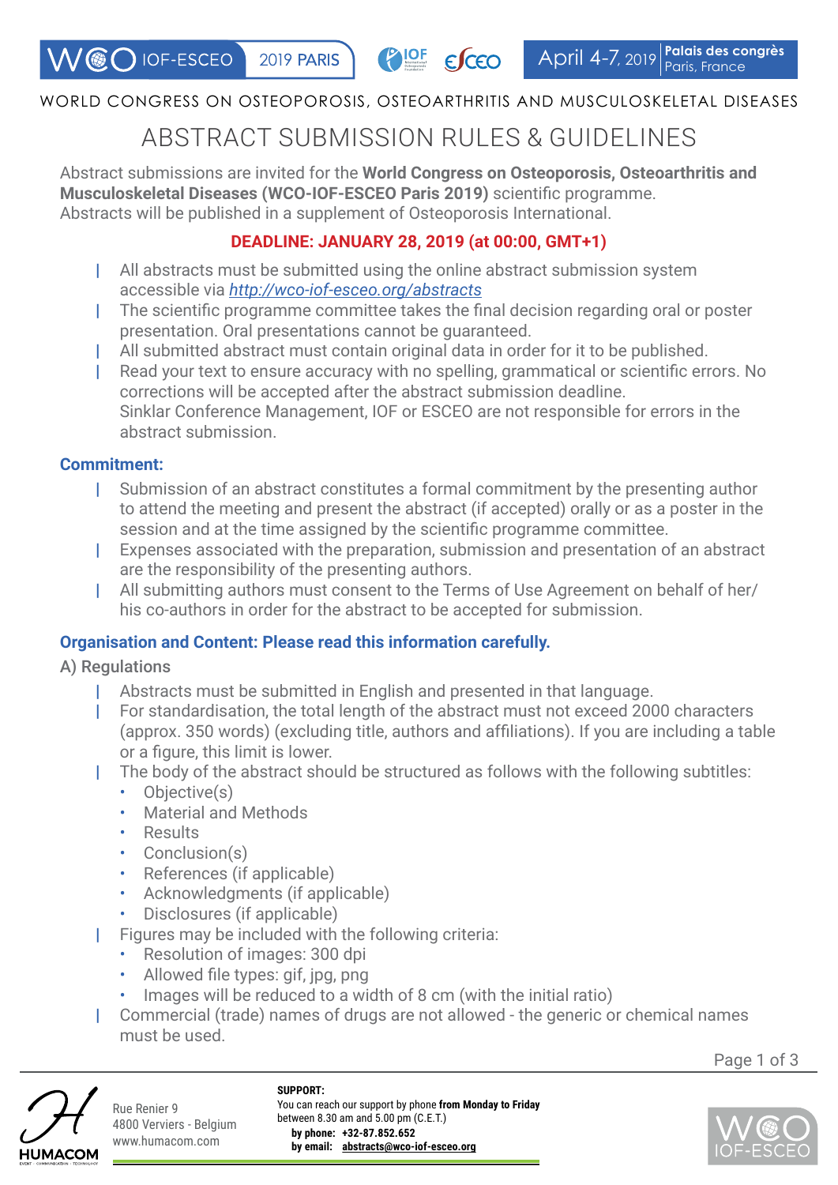WCO IOF-ESCEO 2019 PARIS | April 4-7, 2019 | Palais des congrès, Paris, France

WORLD CONGRESS ON OSTEOPOROSIS, OSTEOARTHRITIS AND MUSCULOSKELETAL DISEASES

# ABSTRACT SUBMISSION RULES & GUIDELINES

Abstract submissions are invited for the **World Congress on Osteoporosis, Osteoarthritis and Musculoskeletal Diseases (WCO-IOF-ESCEO Paris 2019)** scientific programme.
Abstracts will be published in a supplement of Osteoporosis International.

**DEADLINE: JANUARY 28, 2019 (at 00:00, GMT+1)**

- All abstracts must be submitted using the online abstract submission system accessible via *http://wco-iof-esceo.org/abstracts*
- The scientific programme committee takes the final decision regarding oral or poster presentation. Oral presentations cannot be guaranteed.
- All submitted abstract must contain original data in order for it to be published.
- Read your text to ensure accuracy with no spelling, grammatical or scientific errors. No corrections will be accepted after the abstract submission deadline.
  Sinklar Conference Management, IOF or ESCEO are not responsible for errors in the abstract submission.

## Commitment:

- Submission of an abstract constitutes a formal commitment by the presenting author to attend the meeting and present the abstract (if accepted) orally or as a poster in the session and at the time assigned by the scientific programme committee.
- Expenses associated with the preparation, submission and presentation of an abstract are the responsibility of the presenting authors.
- All submitting authors must consent to the Terms of Use Agreement on behalf of her/his co-authors in order for the abstract to be accepted for submission.

## Organisation and Content: Please read this information carefully.

### A) Regulations

- Abstracts must be submitted in English and presented in that language.
- For standardisation, the total length of the abstract must not exceed 2000 characters (approx. 350 words) (excluding title, authors and affiliations). If you are including a table or a figure, this limit is lower.
- The body of the abstract should be structured as follows with the following subtitles:
  - Objective(s)
  - Material and Methods
  - Results
  - Conclusion(s)
  - References (if applicable)
  - Acknowledgments (if applicable)
  - Disclosures (if applicable)
- Figures may be included with the following criteria:
  - Resolution of images: 300 dpi
  - Allowed file types: gif, jpg, png
  - Images will be reduced to a width of 8 cm (with the initial ratio)
- Commercial (trade) names of drugs are not allowed - the generic or chemical names must be used.

HUMACOM
Rue Renier 9
4800 Verviers - Belgium
www.humacom.com

**SUPPORT:**
You can reach our support by phone **from Monday to Friday** between 8.30 am and 5.00 pm (C.E.T.)
**by phone: +32-87.852.652**
**by email: abstracts@wco-iof-esceo.org**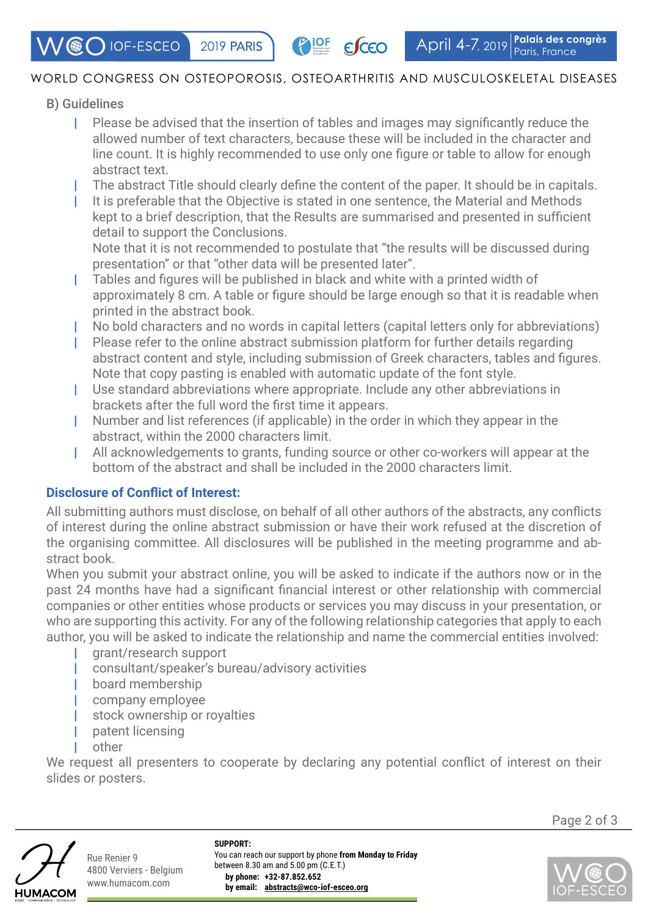B) Guidelines

- Please be advised that the insertion of tables and images may significantly reduce the allowed number of text characters, because these will be included in the character and line count. It is highly recommended to use only one figure or table to allow for enough abstract text.
- The abstract Title should clearly define the content of the paper. It should be in capitals.
- It is preferable that the Objective is stated in one sentence, the Material and Methods kept to a brief description, that the Results are summarised and presented in sufficient detail to support the Conclusions.
  Note that it is not recommended to postulate that "the results will be discussed during presentation" or that "other data will be presented later".
- Tables and figures will be published in black and white with a printed width of approximately 8 cm. A table or figure should be large enough so that it is readable when printed in the abstract book.
- No bold characters and no words in capital letters (capital letters only for abbreviations)
- Please refer to the online abstract submission platform for further details regarding abstract content and style, including submission of Greek characters, tables and figures. Note that copy pasting is enabled with automatic update of the font style.
- Use standard abbreviations where appropriate. Include any other abbreviations in brackets after the full word the first time it appears.
- Number and list references (if applicable) in the order in which they appear in the abstract, within the 2000 characters limit.
- All acknowledgements to grants, funding source or other co-workers will appear at the bottom of the abstract and shall be included in the 2000 characters limit.

## Disclosure of Conflict of Interest:

All submitting authors must disclose, on behalf of all other authors of the abstracts, any conflicts of interest during the online abstract submission or have their work refused at the discretion of the organising committee. All disclosures will be published in the meeting programme and abstract book.

When you submit your abstract online, you will be asked to indicate if the authors now or in the past 24 months have had a significant financial interest or other relationship with commercial companies or other entities whose products or services you may discuss in your presentation, or who are supporting this activity. For any of the following relationship categories that apply to each author, you will be asked to indicate the relationship and name the commercial entities involved:

- grant/research support
- consultant/speaker's bureau/advisory activities
- board membership
- company employee
- stock ownership or royalties
- patent licensing
- other

We request all presenters to cooperate by declaring any potential conflict of interest on their slides or posters.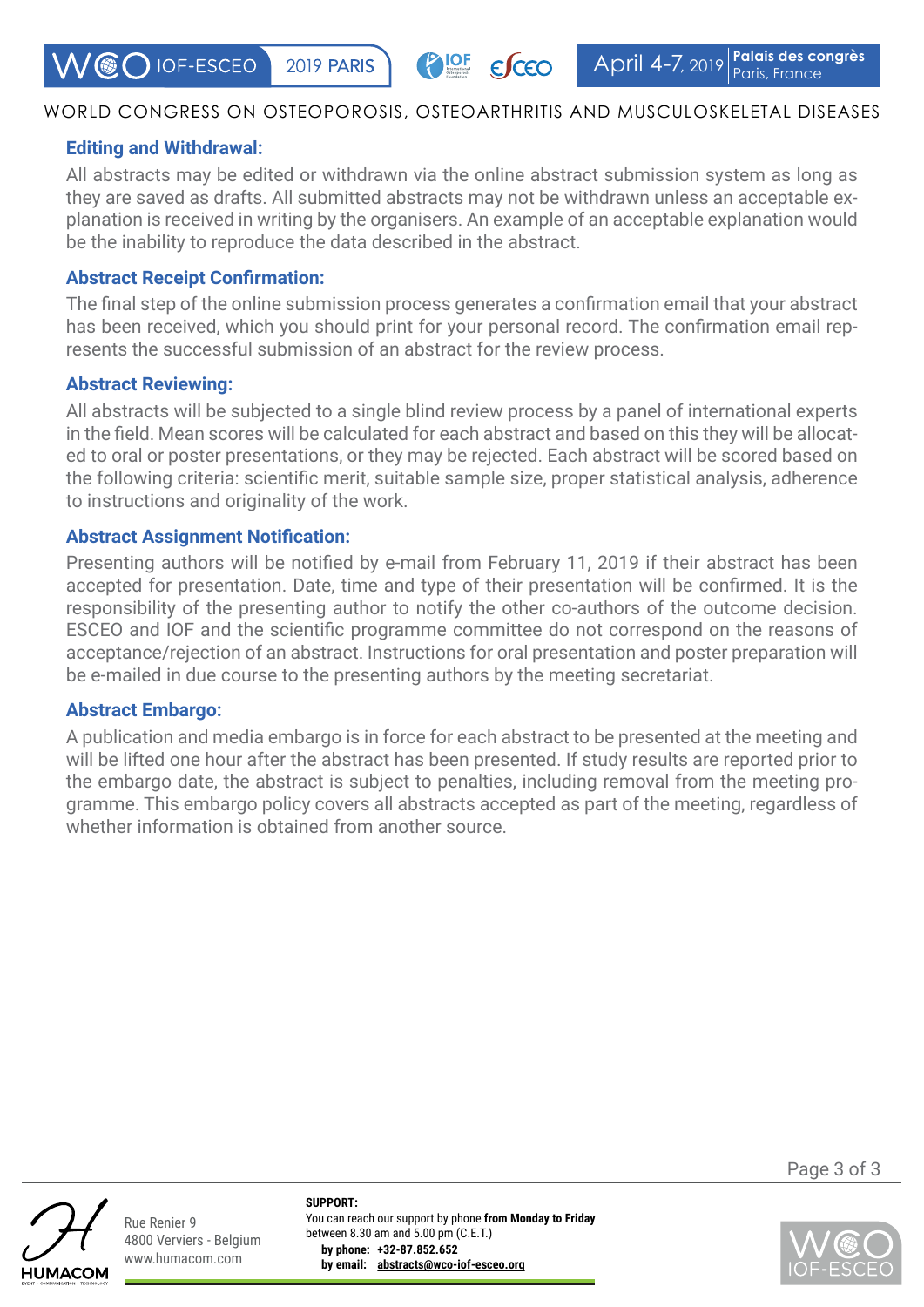### Editing and Withdrawal:

All abstracts may be edited or withdrawn via the online abstract submission system as long as they are saved as drafts. All submitted abstracts may not be withdrawn unless an acceptable explanation is received in writing by the organisers. An example of an acceptable explanation would be the inability to reproduce the data described in the abstract.

### Abstract Receipt Confirmation:

The final step of the online submission process generates a confirmation email that your abstract has been received, which you should print for your personal record. The confirmation email represents the successful submission of an abstract for the review process.

### Abstract Reviewing:

All abstracts will be subjected to a single blind review process by a panel of international experts in the field. Mean scores will be calculated for each abstract and based on this they will be allocated to oral or poster presentations, or they may be rejected. Each abstract will be scored based on the following criteria: scientific merit, suitable sample size, proper statistical analysis, adherence to instructions and originality of the work.

### Abstract Assignment Notification:

Presenting authors will be notified by e-mail from February 11, 2019 if their abstract has been accepted for presentation. Date, time and type of their presentation will be confirmed. It is the responsibility of the presenting author to notify the other co-authors of the outcome decision. ESCEO and IOF and the scientific programme committee do not correspond on the reasons of acceptance/rejection of an abstract. Instructions for oral presentation and poster preparation will be e-mailed in due course to the presenting authors by the meeting secretariat.

### Abstract Embargo:

A publication and media embargo is in force for each abstract to be presented at the meeting and will be lifted one hour after the abstract has been presented. If study results are reported prior to the embargo date, the abstract is subject to penalties, including removal from the meeting programme. This embargo policy covers all abstracts accepted as part of the meeting, regardless of whether information is obtained from another source.